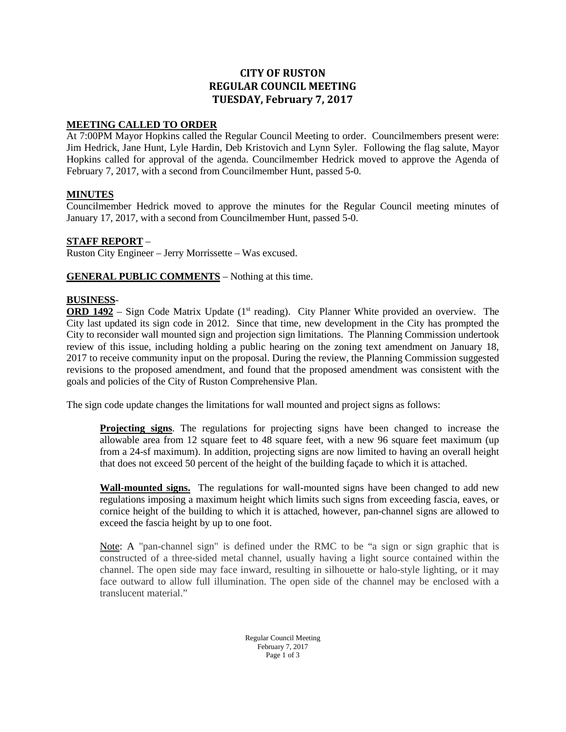# CITY OF RUSTON
## REGULAR COUNCIL MEETING
## TUESDAY, February 7, 2017

**MEETING CALLED TO ORDER**

At 7:00PM Mayor Hopkins called the Regular Council Meeting to order. Councilmembers present were: Jim Hedrick, Jane Hunt, Lyle Hardin, Deb Kristovich and Lynn Syler. Following the flag salute, Mayor Hopkins called for approval of the agenda. Councilmember Hedrick moved to approve the Agenda of February 7, 2017, with a second from Councilmember Hunt, passed 5-0.

**MINUTES**

Councilmember Hedrick moved to approve the minutes for the Regular Council meeting minutes of January 17, 2017, with a second from Councilmember Hunt, passed 5-0.

**STAFF REPORT** –

Ruston City Engineer – Jerry Morrissette – Was excused.

**GENERAL PUBLIC COMMENTS** – Nothing at this time.

**BUSINESS**-

**ORD 1492** – Sign Code Matrix Update (1st reading). City Planner White provided an overview. The City last updated its sign code in 2012. Since that time, new development in the City has prompted the City to reconsider wall mounted sign and projection sign limitations. The Planning Commission undertook review of this issue, including holding a public hearing on the zoning text amendment on January 18, 2017 to receive community input on the proposal. During the review, the Planning Commission suggested revisions to the proposed amendment, and found that the proposed amendment was consistent with the goals and policies of the City of Ruston Comprehensive Plan.

The sign code update changes the limitations for wall mounted and project signs as follows:

> **Projecting signs**. The regulations for projecting signs have been changed to increase the allowable area from 12 square feet to 48 square feet, with a new 96 square feet maximum (up from a 24-sf maximum). In addition, projecting signs are now limited to having an overall height that does not exceed 50 percent of the height of the building façade to which it is attached.
>
> **Wall-mounted signs.** The regulations for wall-mounted signs have been changed to add new regulations imposing a maximum height which limits such signs from exceeding fascia, eaves, or cornice height of the building to which it is attached, however, pan-channel signs are allowed to exceed the fascia height by up to one foot.
>
> Note: A "pan-channel sign" is defined under the RMC to be "a sign or sign graphic that is constructed of a three-sided metal channel, usually having a light source contained within the channel. The open side may face inward, resulting in silhouette or halo-style lighting, or it may face outward to allow full illumination. The open side of the channel may be enclosed with a translucent material."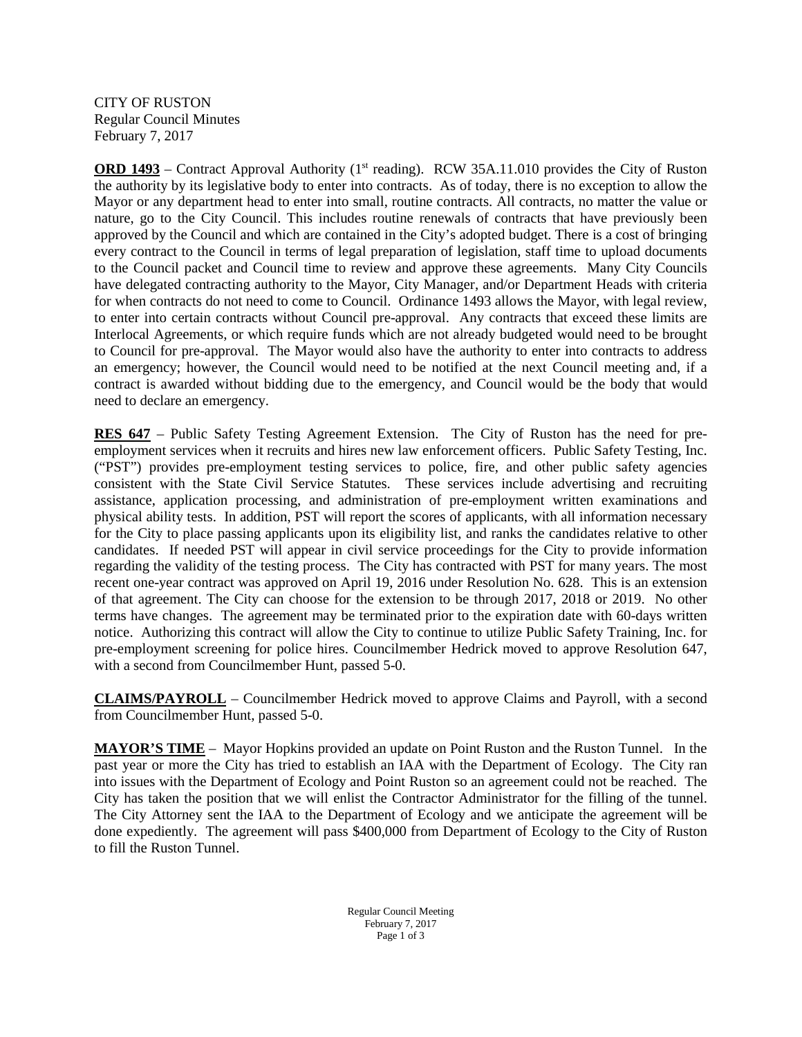CITY OF RUSTON
Regular Council Minutes
February 7, 2017

**ORD 1493** – Contract Approval Authority (1st reading). RCW 35A.11.010 provides the City of Ruston the authority by its legislative body to enter into contracts. As of today, there is no exception to allow the Mayor or any department head to enter into small, routine contracts. All contracts, no matter the value or nature, go to the City Council. This includes routine renewals of contracts that have previously been approved by the Council and which are contained in the City's adopted budget. There is a cost of bringing every contract to the Council in terms of legal preparation of legislation, staff time to upload documents to the Council packet and Council time to review and approve these agreements. Many City Councils have delegated contracting authority to the Mayor, City Manager, and/or Department Heads with criteria for when contracts do not need to come to Council. Ordinance 1493 allows the Mayor, with legal review, to enter into certain contracts without Council pre-approval. Any contracts that exceed these limits are Interlocal Agreements, or which require funds which are not already budgeted would need to be brought to Council for pre-approval. The Mayor would also have the authority to enter into contracts to address an emergency; however, the Council would need to be notified at the next Council meeting and, if a contract is awarded without bidding due to the emergency, and Council would be the body that would need to declare an emergency.

**RES 647** – Public Safety Testing Agreement Extension. The City of Ruston has the need for pre-employment services when it recruits and hires new law enforcement officers. Public Safety Testing, Inc. ("PST") provides pre-employment testing services to police, fire, and other public safety agencies consistent with the State Civil Service Statutes. These services include advertising and recruiting assistance, application processing, and administration of pre-employment written examinations and physical ability tests. In addition, PST will report the scores of applicants, with all information necessary for the City to place passing applicants upon its eligibility list, and ranks the candidates relative to other candidates. If needed PST will appear in civil service proceedings for the City to provide information regarding the validity of the testing process. The City has contracted with PST for many years. The most recent one-year contract was approved on April 19, 2016 under Resolution No. 628. This is an extension of that agreement. The City can choose for the extension to be through 2017, 2018 or 2019. No other terms have changes. The agreement may be terminated prior to the expiration date with 60-days written notice. Authorizing this contract will allow the City to continue to utilize Public Safety Training, Inc. for pre-employment screening for police hires. Councilmember Hedrick moved to approve Resolution 647, with a second from Councilmember Hunt, passed 5-0.

**CLAIMS/PAYROLL** – Councilmember Hedrick moved to approve Claims and Payroll, with a second from Councilmember Hunt, passed 5-0.

**MAYOR'S TIME** – Mayor Hopkins provided an update on Point Ruston and the Ruston Tunnel. In the past year or more the City has tried to establish an IAA with the Department of Ecology. The City ran into issues with the Department of Ecology and Point Ruston so an agreement could not be reached. The City has taken the position that we will enlist the Contractor Administrator for the filling of the tunnel. The City Attorney sent the IAA to the Department of Ecology and we anticipate the agreement will be done expediently. The agreement will pass $400,000 from Department of Ecology to the City of Ruston to fill the Ruston Tunnel.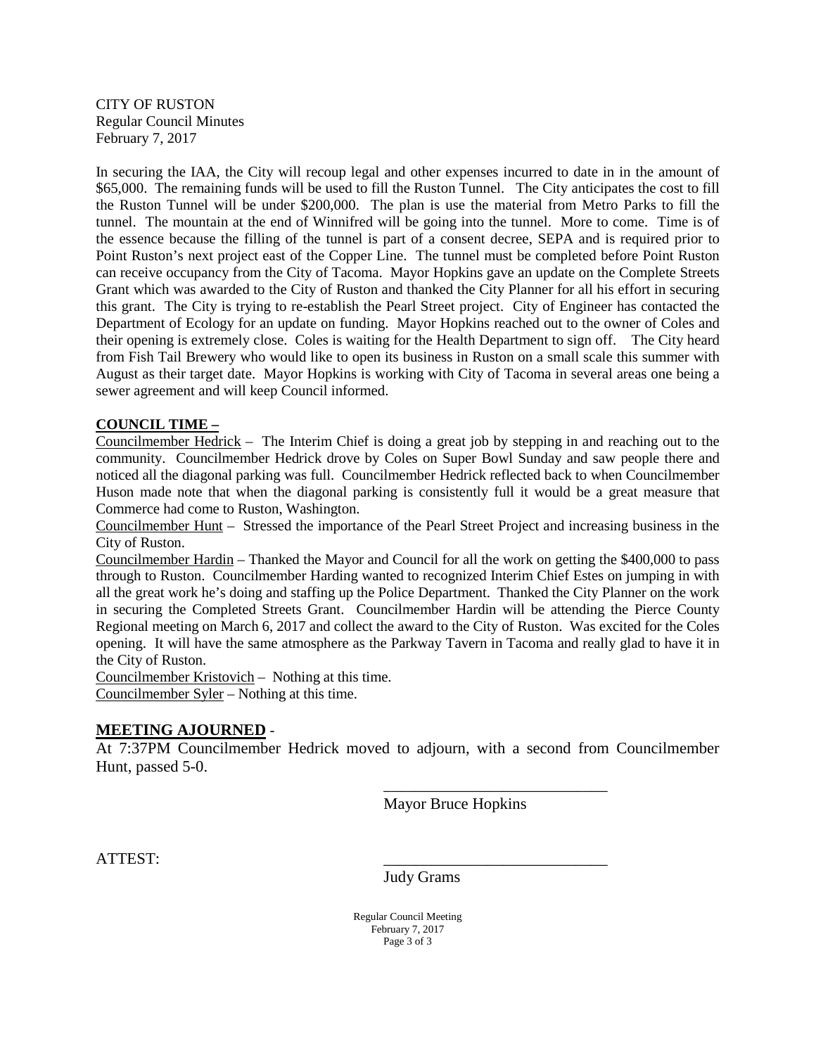CITY OF RUSTON
Regular Council Minutes
February 7, 2017

In securing the IAA, the City will recoup legal and other expenses incurred to date in in the amount of $65,000. The remaining funds will be used to fill the Ruston Tunnel. The City anticipates the cost to fill the Ruston Tunnel will be under $200,000. The plan is use the material from Metro Parks to fill the tunnel. The mountain at the end of Winnifred will be going into the tunnel. More to come. Time is of the essence because the filling of the tunnel is part of a consent decree, SEPA and is required prior to Point Ruston's next project east of the Copper Line. The tunnel must be completed before Point Ruston can receive occupancy from the City of Tacoma. Mayor Hopkins gave an update on the Complete Streets Grant which was awarded to the City of Ruston and thanked the City Planner for all his effort in securing this grant. The City is trying to re-establish the Pearl Street project. City of Engineer has contacted the Department of Ecology for an update on funding. Mayor Hopkins reached out to the owner of Coles and their opening is extremely close. Coles is waiting for the Health Department to sign off. The City heard from Fish Tail Brewery who would like to open its business in Ruston on a small scale this summer with August as their target date. Mayor Hopkins is working with City of Tacoma in several areas one being a sewer agreement and will keep Council informed.

**COUNCIL TIME –**

Councilmember Hedrick – The Interim Chief is doing a great job by stepping in and reaching out to the community. Councilmember Hedrick drove by Coles on Super Bowl Sunday and saw people there and noticed all the diagonal parking was full. Councilmember Hedrick reflected back to when Councilmember Huson made note that when the diagonal parking is consistently full it would be a great measure that Commerce had come to Ruston, Washington.

Councilmember Hunt – Stressed the importance of the Pearl Street Project and increasing business in the City of Ruston.

Councilmember Hardin – Thanked the Mayor and Council for all the work on getting the $400,000 to pass through to Ruston. Councilmember Harding wanted to recognized Interim Chief Estes on jumping in with all the great work he's doing and staffing up the Police Department. Thanked the City Planner on the work in securing the Completed Streets Grant. Councilmember Hardin will be attending the Pierce County Regional meeting on March 6, 2017 and collect the award to the City of Ruston. Was excited for the Coles opening. It will have the same atmosphere as the Parkway Tavern in Tacoma and really glad to have it in the City of Ruston.

Councilmember Kristovich – Nothing at this time.

Councilmember Syler – Nothing at this time.

**MEETING AJOURNED** -

At 7:37PM Councilmember Hedrick moved to adjourn, with a second from Councilmember Hunt, passed 5-0.

_____________________________
Mayor Bruce Hopkins

ATTEST:

_____________________________
Judy Grams